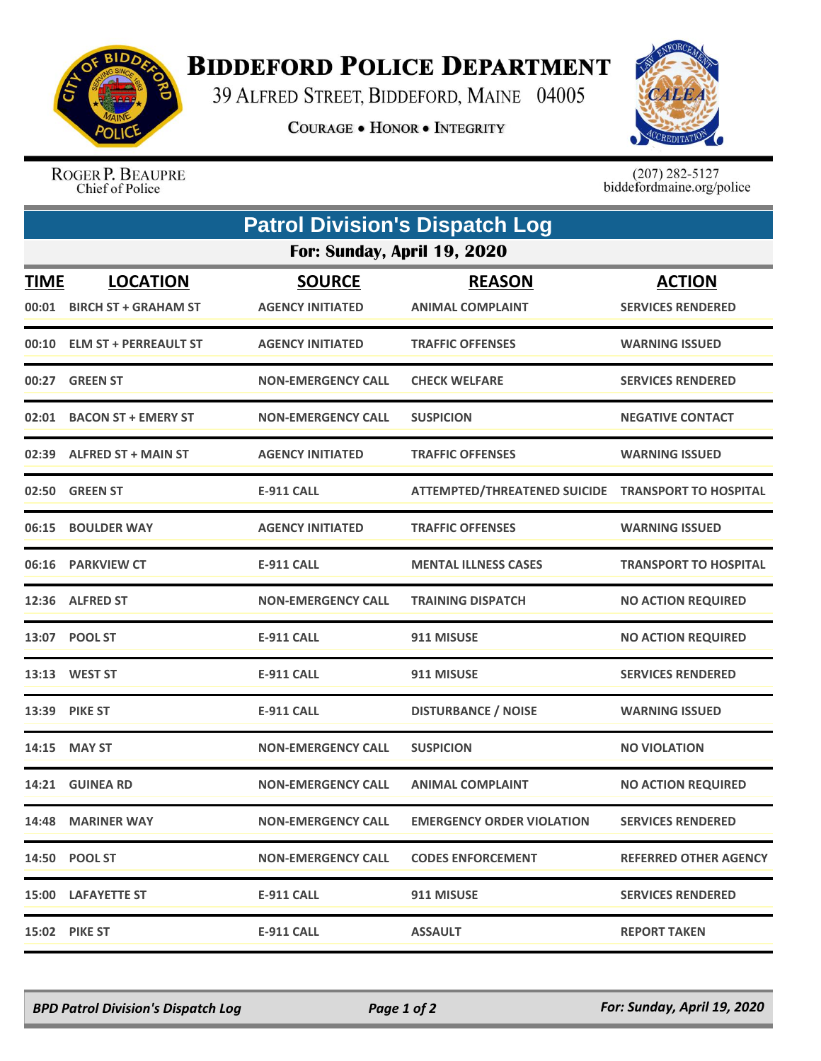# BIDDEFORD POLICE DEPARTMENT

39 ALFRED STREET, BIDDEFORD, MAINE 04005

COURAGE • HONOR • INTEGRITY

ROGER P. BEAUPRE
Chief of Police

(207) 282-5127
biddefordmaine.org/police

## Patrol Division's Dispatch Log

### For: Sunday, April 19, 2020

| TIME | LOCATION | SOURCE | REASON | ACTION |
|---|---|---|---|---|
| 00:01 | BIRCH ST + GRAHAM ST | AGENCY INITIATED | ANIMAL COMPLAINT | SERVICES RENDERED |
| 00:10 | ELM ST + PERREAULT ST | AGENCY INITIATED | TRAFFIC OFFENSES | WARNING ISSUED |
| 00:27 | GREEN ST | NON-EMERGENCY CALL | CHECK WELFARE | SERVICES RENDERED |
| 02:01 | BACON ST + EMERY ST | NON-EMERGENCY CALL | SUSPICION | NEGATIVE CONTACT |
| 02:39 | ALFRED ST + MAIN ST | AGENCY INITIATED | TRAFFIC OFFENSES | WARNING ISSUED |
| 02:50 | GREEN ST | E-911 CALL | ATTEMPTED/THREATENED SUICIDE | TRANSPORT TO HOSPITAL |
| 06:15 | BOULDER WAY | AGENCY INITIATED | TRAFFIC OFFENSES | WARNING ISSUED |
| 06:16 | PARKVIEW CT | E-911 CALL | MENTAL ILLNESS CASES | TRANSPORT TO HOSPITAL |
| 12:36 | ALFRED ST | NON-EMERGENCY CALL | TRAINING DISPATCH | NO ACTION REQUIRED |
| 13:07 | POOL ST | E-911 CALL | 911 MISUSE | NO ACTION REQUIRED |
| 13:13 | WEST ST | E-911 CALL | 911 MISUSE | SERVICES RENDERED |
| 13:39 | PIKE ST | E-911 CALL | DISTURBANCE / NOISE | WARNING ISSUED |
| 14:15 | MAY ST | NON-EMERGENCY CALL | SUSPICION | NO VIOLATION |
| 14:21 | GUINEA RD | NON-EMERGENCY CALL | ANIMAL COMPLAINT | NO ACTION REQUIRED |
| 14:48 | MARINER WAY | NON-EMERGENCY CALL | EMERGENCY ORDER VIOLATION | SERVICES RENDERED |
| 14:50 | POOL ST | NON-EMERGENCY CALL | CODES ENFORCEMENT | REFERRED OTHER AGENCY |
| 15:00 | LAFAYETTE ST | E-911 CALL | 911 MISUSE | SERVICES RENDERED |
| 15:02 | PIKE ST | E-911 CALL | ASSAULT | REPORT TAKEN |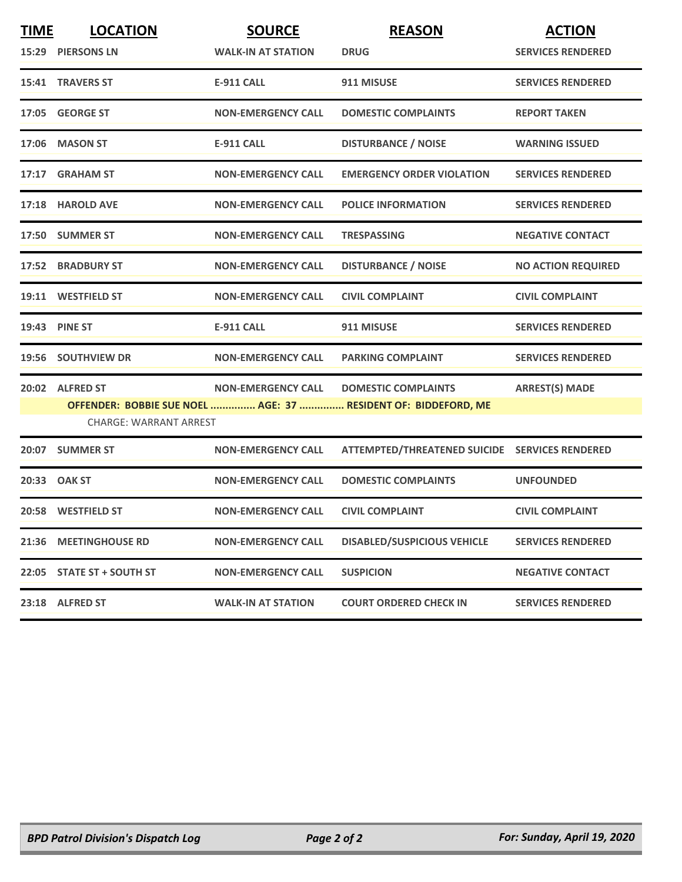| TIME | LOCATION | SOURCE | REASON | ACTION |
|---|---|---|---|---|
| 15:29 | PIERSONS LN | WALK-IN AT STATION | DRUG | SERVICES RENDERED |
| 15:41 | TRAVERS ST | E-911 CALL | 911 MISUSE | SERVICES RENDERED |
| 17:05 | GEORGE ST | NON-EMERGENCY CALL | DOMESTIC COMPLAINTS | REPORT TAKEN |
| 17:06 | MASON ST | E-911 CALL | DISTURBANCE / NOISE | WARNING ISSUED |
| 17:17 | GRAHAM ST | NON-EMERGENCY CALL | EMERGENCY ORDER VIOLATION | SERVICES RENDERED |
| 17:18 | HAROLD AVE | NON-EMERGENCY CALL | POLICE INFORMATION | SERVICES RENDERED |
| 17:50 | SUMMER ST | NON-EMERGENCY CALL | TRESPASSING | NEGATIVE CONTACT |
| 17:52 | BRADBURY ST | NON-EMERGENCY CALL | DISTURBANCE / NOISE | NO ACTION REQUIRED |
| 19:11 | WESTFIELD ST | NON-EMERGENCY CALL | CIVIL COMPLAINT | CIVIL COMPLAINT |
| 19:43 | PINE ST | E-911 CALL | 911 MISUSE | SERVICES RENDERED |
| 19:56 | SOUTHVIEW DR | NON-EMERGENCY CALL | PARKING COMPLAINT | SERVICES RENDERED |
| 20:02 | ALFRED ST | NON-EMERGENCY CALL | DOMESTIC COMPLAINTS | ARREST(S) MADE |
| | OFFENDER: BOBBIE SUE NOEL ............... AGE: 37 ............... RESIDENT OF: BIDDEFORD, ME | | | |
| | CHARGE: WARRANT ARREST | | | |
| 20:07 | SUMMER ST | NON-EMERGENCY CALL | ATTEMPTED/THREATENED SUICIDE | SERVICES RENDERED |
| 20:33 | OAK ST | NON-EMERGENCY CALL | DOMESTIC COMPLAINTS | UNFOUNDED |
| 20:58 | WESTFIELD ST | NON-EMERGENCY CALL | CIVIL COMPLAINT | CIVIL COMPLAINT |
| 21:36 | MEETINGHOUSE RD | NON-EMERGENCY CALL | DISABLED/SUSPICIOUS VEHICLE | SERVICES RENDERED |
| 22:05 | STATE ST + SOUTH ST | NON-EMERGENCY CALL | SUSPICION | NEGATIVE CONTACT |
| 23:18 | ALFRED ST | WALK-IN AT STATION | COURT ORDERED CHECK IN | SERVICES RENDERED |